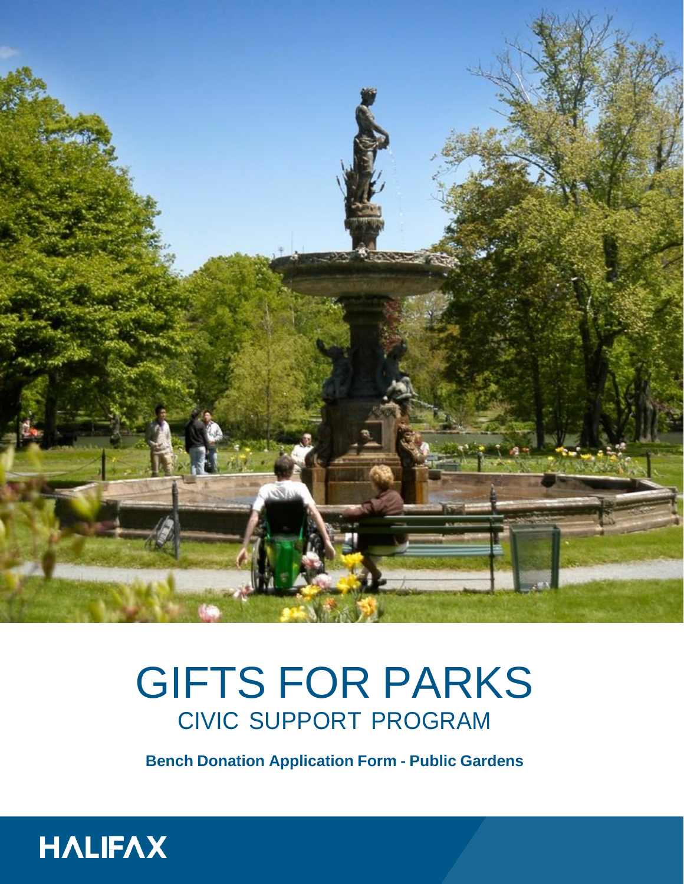# GIFTS FOR PARKS

## CIVIC SUPPORT PROGRAM

**Bench Donation Application Form - Public Gardens**

HALIFAX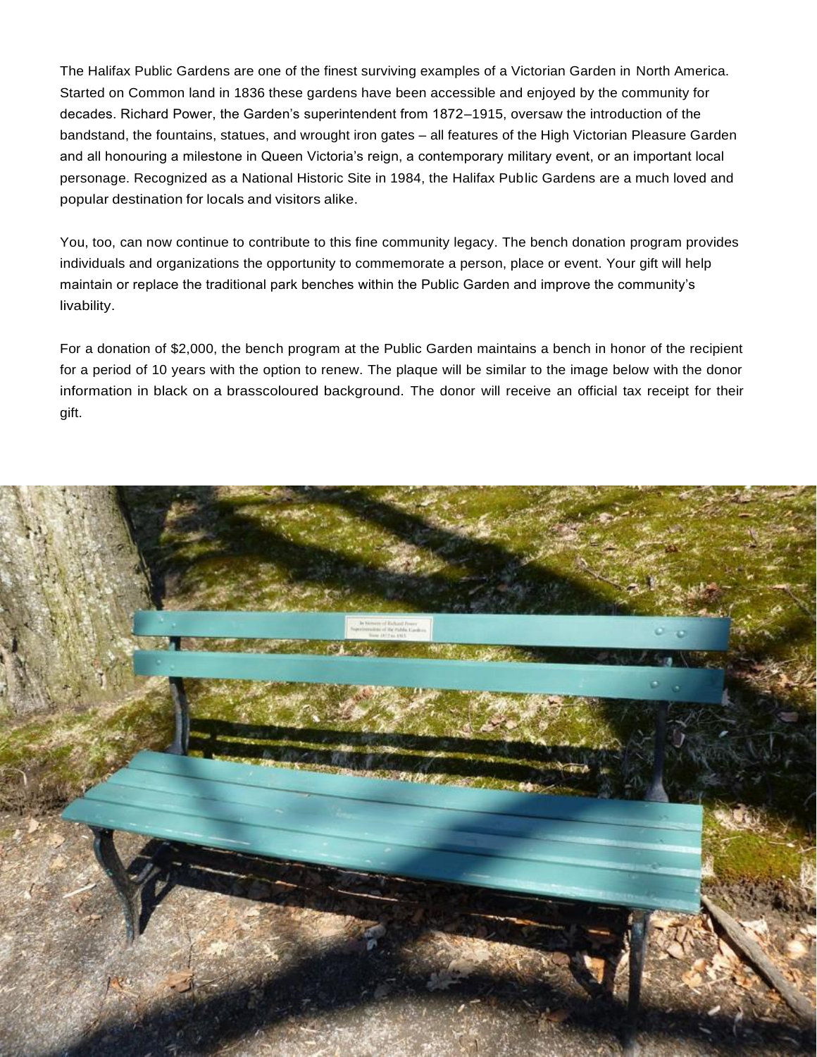The Halifax Public Gardens are one of the finest surviving examples of a Victorian Garden in North America. Started on Common land in 1836 these gardens have been accessible and enjoyed by the community for decades. Richard Power, the Garden's superintendent from 1872–1915, oversaw the introduction of the bandstand, the fountains, statues, and wrought iron gates – all features of the High Victorian Pleasure Garden and all honouring a milestone in Queen Victoria's reign, a contemporary military event, or an important local personage. Recognized as a National Historic Site in 1984, the Halifax Public Gardens are a much loved and popular destination for locals and visitors alike.

You, too, can now continue to contribute to this fine community legacy. The bench donation program provides individuals and organizations the opportunity to commemorate a person, place or event. Your gift will help maintain or replace the traditional park benches within the Public Garden and improve the community's livability.

For a donation of $2,000, the bench program at the Public Garden maintains a bench in honor of the recipient for a period of 10 years with the option to renew. The plaque will be similar to the image below with the donor information in black on a brasscoloured background. The donor will receive an official tax receipt for their gift.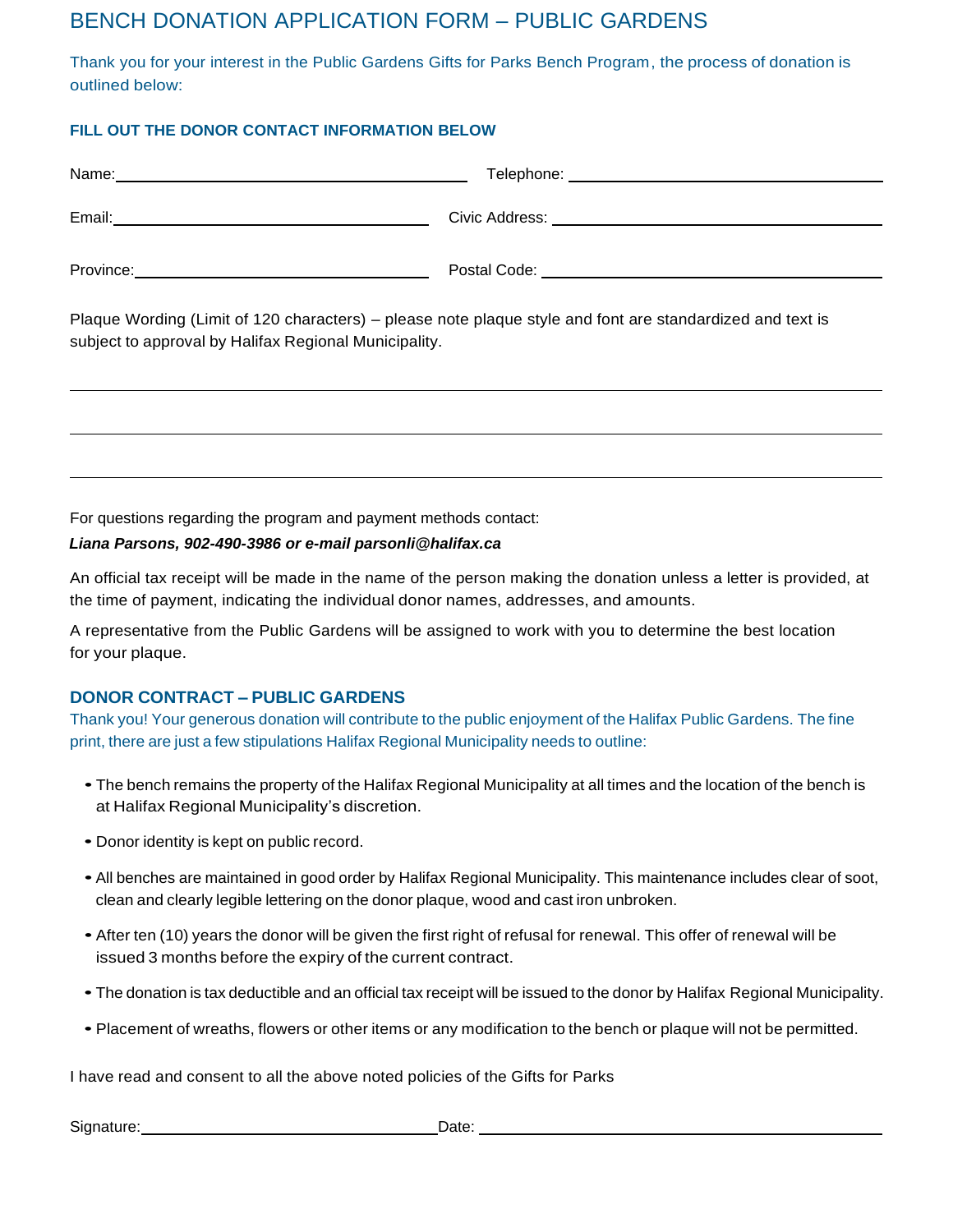# BENCH DONATION APPLICATION FORM – PUBLIC GARDENS

Thank you for your interest in the Public Gardens Gifts for Parks Bench Program, the process of donation is outlined below:

### FILL OUT THE DONOR CONTACT INFORMATION BELOW

Name: ______________________________ Telephone: ______________________________

Email: ______________________________ Civic Address: ______________________________

Province: ______________________________ Postal Code: ______________________________

Plaque Wording (Limit of 120 characters) – please note plaque style and font are standardized and text is subject to approval by Halifax Regional Municipality.

______________________________________________________________________

______________________________________________________________________

______________________________________________________________________

For questions regarding the program and payment methods contact:

***Liana Parsons, 902-490-3986 or e-mail parsonli@halifax.ca***

An official tax receipt will be made in the name of the person making the donation unless a letter is provided, at the time of payment, indicating the individual donor names, addresses, and amounts.

A representative from the Public Gardens will be assigned to work with you to determine the best location for your plaque.

### DONOR CONTRACT – PUBLIC GARDENS

Thank you! Your generous donation will contribute to the public enjoyment of the Halifax Public Gardens. The fine print, there are just a few stipulations Halifax Regional Municipality needs to outline:

- The bench remains the property of the Halifax Regional Municipality at all times and the location of the bench is at Halifax Regional Municipality's discretion.
- Donor identity is kept on public record.
- All benches are maintained in good order by Halifax Regional Municipality. This maintenance includes clear of soot, clean and clearly legible lettering on the donor plaque, wood and cast iron unbroken.
- After ten (10) years the donor will be given the first right of refusal for renewal. This offer of renewal will be issued 3 months before the expiry of the current contract.
- The donation is tax deductible and an official tax receipt will be issued to the donor by Halifax Regional Municipality.
- Placement of wreaths, flowers or other items or any modification to the bench or plaque will not be permitted.

I have read and consent to all the above noted policies of the Gifts for Parks

Signature: ______________________________ Date: ______________________________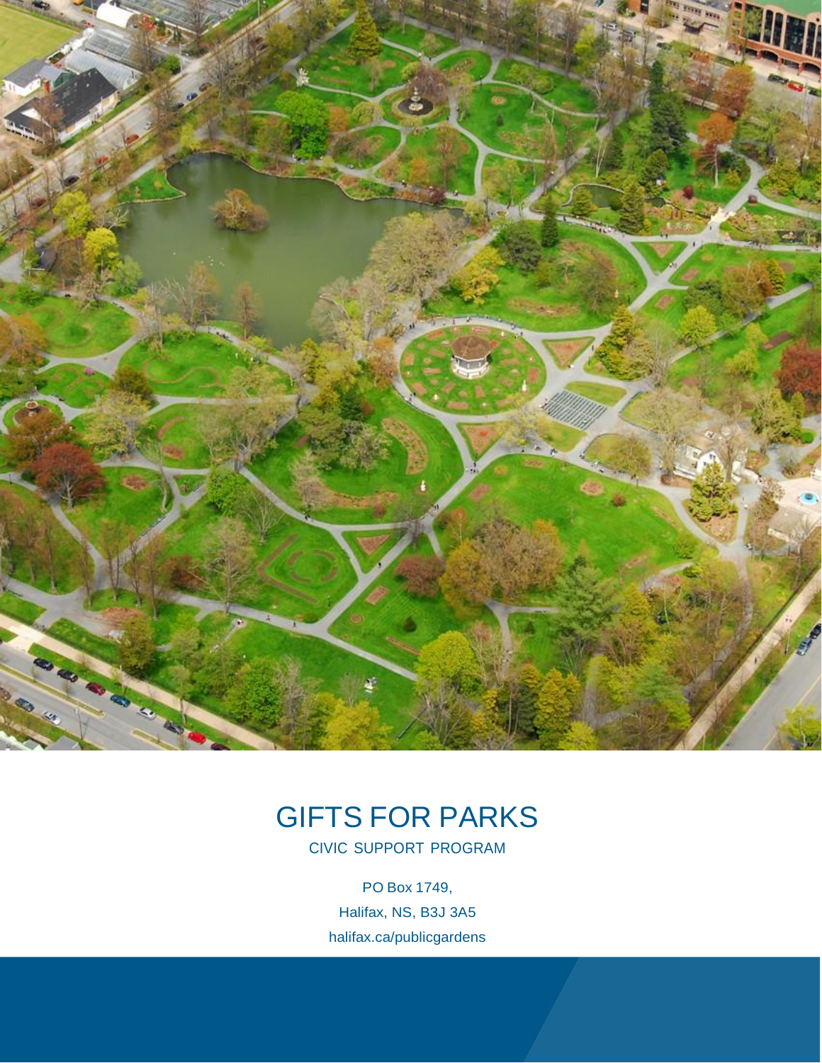# GIFTS FOR PARKS

CIVIC SUPPORT PROGRAM

PO Box 1749,

Halifax, NS, B3J 3A5

halifax.ca/publicgardens